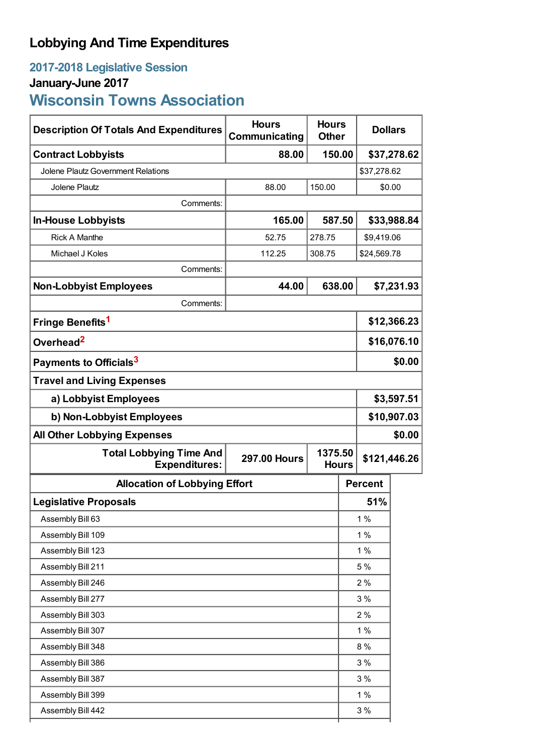# Lobbying And Time Expenditures

## 2017-2018 Legislative Session

### January-June 2017

## Wisconsin Towns Association

| Description Of Totals And Expenditures | Hours Communicating | Hours Other | Dollars |
|---|---|---|---|
| **Contract Lobbyists** | **88.00** | **150.00** | **$37,278.62** |
| Jolene Plautz Government Relations | | | $37,278.62 |
| Jolene Plautz | 88.00 | 150.00 | $0.00 |
| Comments: | | | |
| **In-House Lobbyists** | **165.00** | **587.50** | **$33,988.84** |
| Rick A Manthe | 52.75 | 278.75 | $9,419.06 |
| Michael J Koles | 112.25 | 308.75 | $24,569.78 |
| Comments: | | | |
| **Non-Lobbyist Employees** | **44.00** | **638.00** | **$7,231.93** |
| Comments: | | | |
| **Fringe Benefits**[1] | | | **$12,366.23** |
| **Overhead**[2] | | | **$16,076.10** |
| **Payments to Officials**[3] | | | **$0.00** |
| **Travel and Living Expenses** | | | |
| **a) Lobbyist Employees** | | | **$3,597.51** |
| **b) Non-Lobbyist Employees** | | | **$10,907.03** |
| **All Other Lobbying Expenses** | | | **$0.00** |
| **Total Lobbying Time And Expenditures:** | **297.00 Hours** | **1375.50 Hours** | **$121,446.26** |

| Allocation of Lobbying Effort | Percent |
|---|---|
| **Legislative Proposals** | **51%** |
| Assembly Bill 63 | 1 % |
| Assembly Bill 109 | 1 % |
| Assembly Bill 123 | 1 % |
| Assembly Bill 211 | 5 % |
| Assembly Bill 246 | 2 % |
| Assembly Bill 277 | 3 % |
| Assembly Bill 303 | 2 % |
| Assembly Bill 307 | 1 % |
| Assembly Bill 348 | 8 % |
| Assembly Bill 386 | 3 % |
| Assembly Bill 387 | 3 % |
| Assembly Bill 399 | 1 % |
| Assembly Bill 442 | 3 % |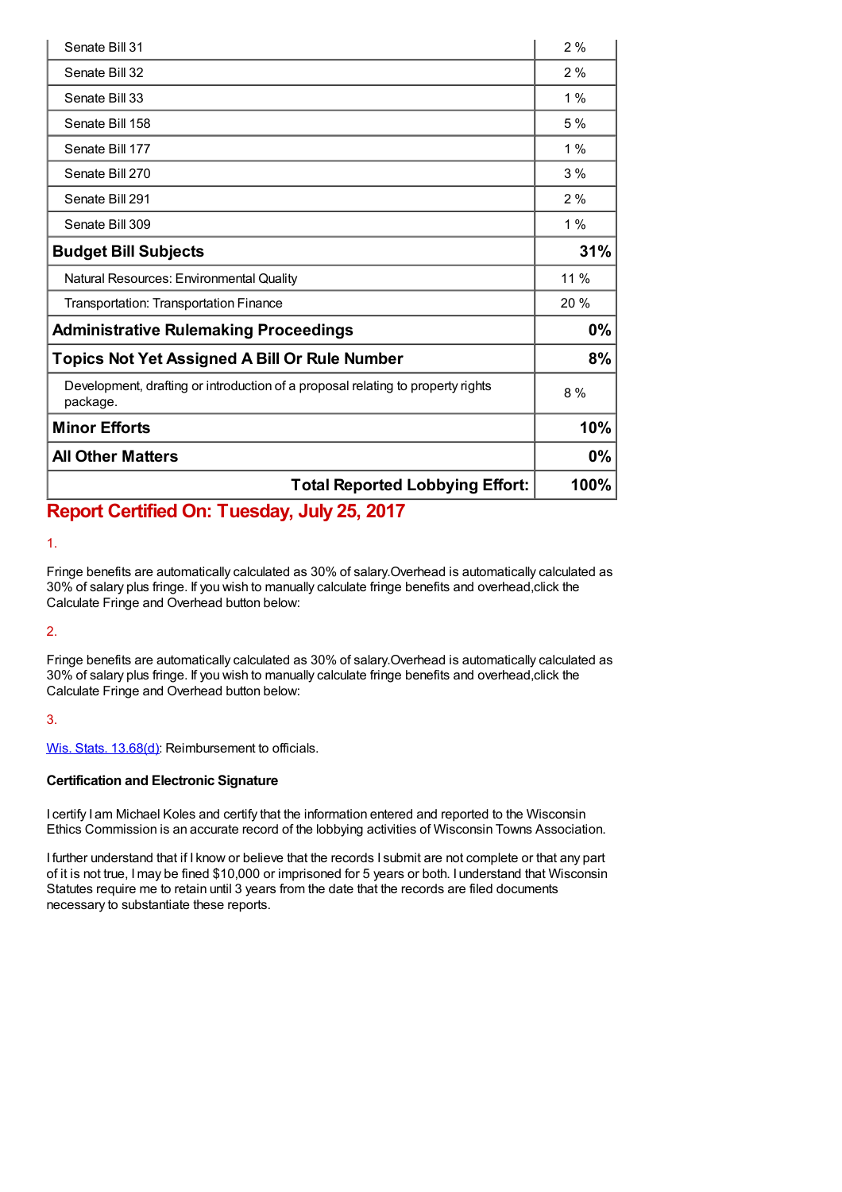| | |
|---|---|
| Senate Bill 31 | 2 % |
| Senate Bill 32 | 2 % |
| Senate Bill 33 | 1 % |
| Senate Bill 158 | 5 % |
| Senate Bill 177 | 1 % |
| Senate Bill 270 | 3 % |
| Senate Bill 291 | 2 % |
| Senate Bill 309 | 1 % |
| **Budget Bill Subjects** | **31%** |
| Natural Resources: Environmental Quality | 11 % |
| Transportation: Transportation Finance | 20 % |
| **Administrative Rulemaking Proceedings** | **0%** |
| **Topics Not Yet Assigned A Bill Or Rule Number** | **8%** |
| Development, drafting or introduction of a proposal relating to property rights package. | 8 % |
| **Minor Efforts** | **10%** |
| **All Other Matters** | **0%** |
| **Total Reported Lobbying Effort:** | **100%** |

## Report Certified On: Tuesday, July 25, 2017

1.

Fringe benefits are automatically calculated as 30% of salary.Overhead is automatically calculated as 30% of salary plus fringe. If you wish to manually calculate fringe benefits and overhead,click the Calculate Fringe and Overhead button below:

2.

Fringe benefits are automatically calculated as 30% of salary.Overhead is automatically calculated as 30% of salary plus fringe. If you wish to manually calculate fringe benefits and overhead,click the Calculate Fringe and Overhead button below:

3.

Wis. Stats. 13.68(d): Reimbursement to officials.

**Certification and Electronic Signature**

I certify I am Michael Koles and certify that the information entered and reported to the Wisconsin Ethics Commission is an accurate record of the lobbying activities of Wisconsin Towns Association.

I further understand that if I know or believe that the records I submit are not complete or that any part of it is not true, I may be fined $10,000 or imprisoned for 5 years or both. I understand that Wisconsin Statutes require me to retain until 3 years from the date that the records are filed documents necessary to substantiate these reports.